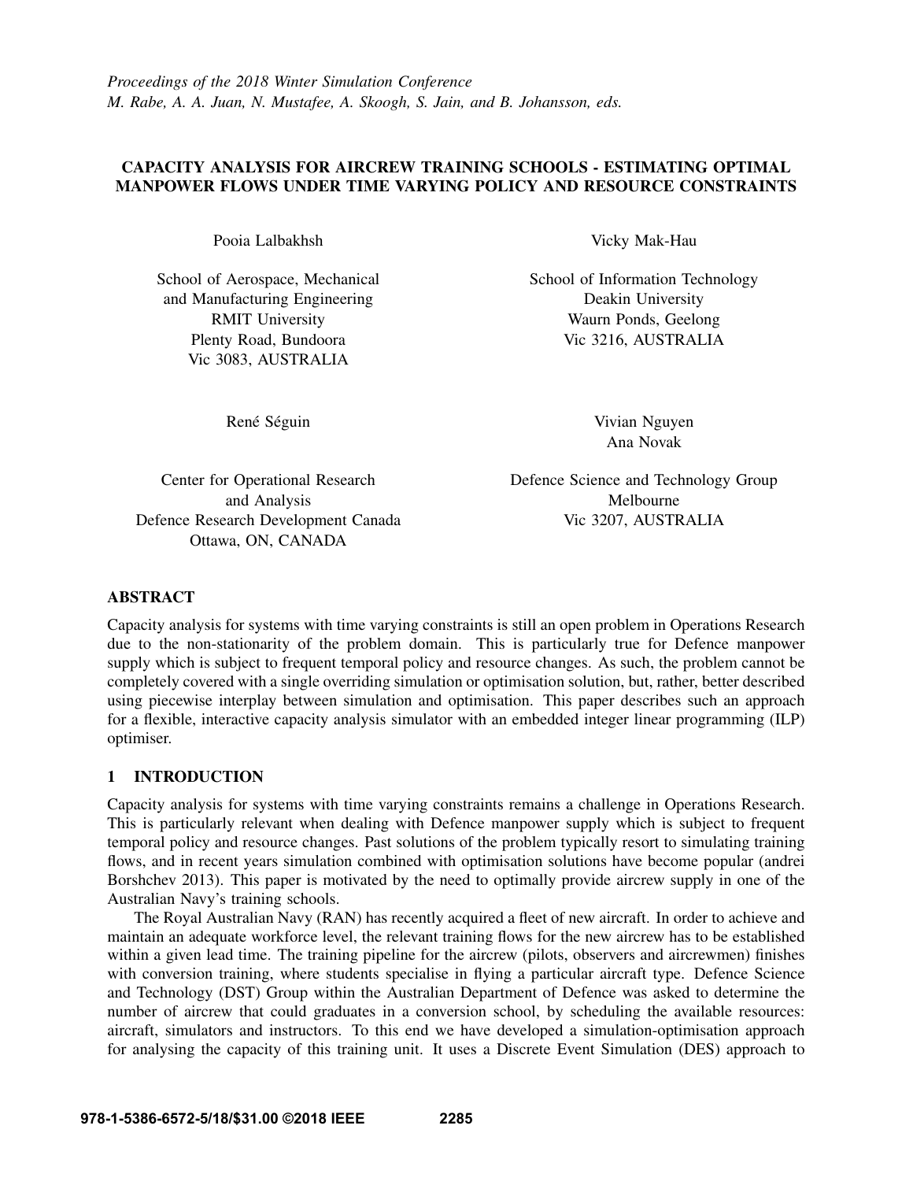*Proceedings of the 2018 Winter Simulation Conference*
*M. Rabe, A. A. Juan, N. Mustafee, A. Skoogh, S. Jain, and B. Johansson, eds.*

# CAPACITY ANALYSIS FOR AIRCREW TRAINING SCHOOLS - ESTIMATING OPTIMAL MANPOWER FLOWS UNDER TIME VARYING POLICY AND RESOURCE CONSTRAINTS

Pooia Lalbakhsh

School of Aerospace, Mechanical
and Manufacturing Engineering
RMIT University
Plenty Road, Bundoora
Vic 3083, AUSTRALIA

Vicky Mak-Hau

School of Information Technology
Deakin University
Waurn Ponds, Geelong
Vic 3216, AUSTRALIA

René Séguin

Center for Operational Research
and Analysis
Defence Research Development Canada
Ottawa, ON, CANADA

Vivian Nguyen
Ana Novak

Defence Science and Technology Group
Melbourne
Vic 3207, AUSTRALIA

## ABSTRACT

Capacity analysis for systems with time varying constraints is still an open problem in Operations Research due to the non-stationarity of the problem domain. This is particularly true for Defence manpower supply which is subject to frequent temporal policy and resource changes. As such, the problem cannot be completely covered with a single overriding simulation or optimisation solution, but, rather, better described using piecewise interplay between simulation and optimisation. This paper describes such an approach for a flexible, interactive capacity analysis simulator with an embedded integer linear programming (ILP) optimiser.

## 1 INTRODUCTION

Capacity analysis for systems with time varying constraints remains a challenge in Operations Research. This is particularly relevant when dealing with Defence manpower supply which is subject to frequent temporal policy and resource changes. Past solutions of the problem typically resort to simulating training flows, and in recent years simulation combined with optimisation solutions have become popular (andrei Borshchev 2013). This paper is motivated by the need to optimally provide aircrew supply in one of the Australian Navy's training schools.

The Royal Australian Navy (RAN) has recently acquired a fleet of new aircraft. In order to achieve and maintain an adequate workforce level, the relevant training flows for the new aircrew has to be established within a given lead time. The training pipeline for the aircrew (pilots, observers and aircrewmen) finishes with conversion training, where students specialise in flying a particular aircraft type. Defence Science and Technology (DST) Group within the Australian Department of Defence was asked to determine the number of aircrew that could graduates in a conversion school, by scheduling the available resources: aircraft, simulators and instructors. To this end we have developed a simulation-optimisation approach for analysing the capacity of this training unit. It uses a Discrete Event Simulation (DES) approach to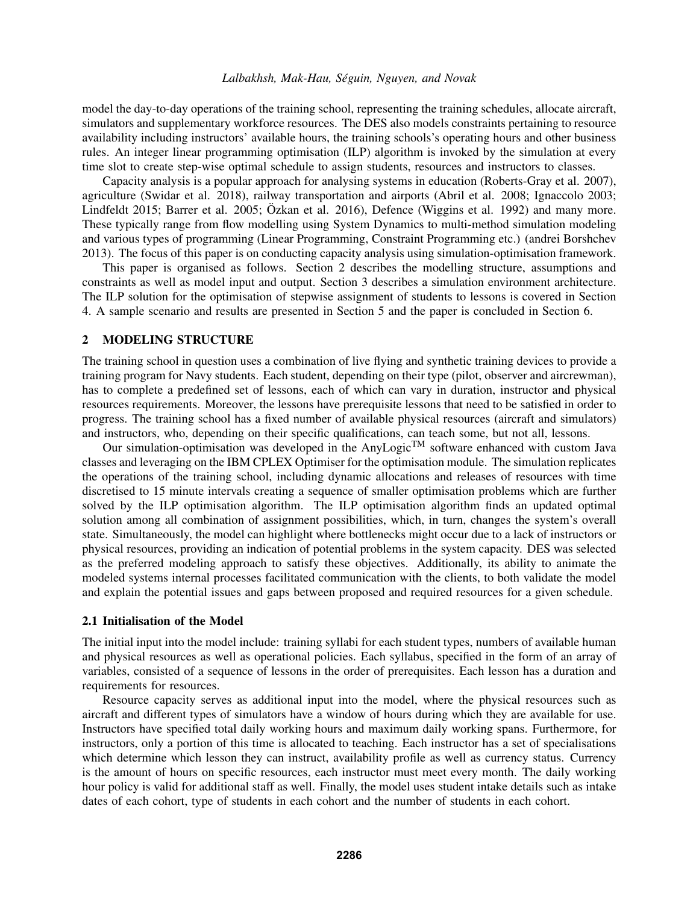model the day-to-day operations of the training school, representing the training schedules, allocate aircraft, simulators and supplementary workforce resources. The DES also models constraints pertaining to resource availability including instructors' available hours, the training schools's operating hours and other business rules. An integer linear programming optimisation (ILP) algorithm is invoked by the simulation at every time slot to create step-wise optimal schedule to assign students, resources and instructors to classes.

Capacity analysis is a popular approach for analysing systems in education (Roberts-Gray et al. 2007), agriculture (Swidar et al. 2018), railway transportation and airports (Abril et al. 2008; Ignaccolo 2003; Lindfeldt 2015; Barrer et al. 2005; Özkan et al. 2016), Defence (Wiggins et al. 1992) and many more. These typically range from flow modelling using System Dynamics to multi-method simulation modeling and various types of programming (Linear Programming, Constraint Programming etc.) (andrei Borshchev 2013). The focus of this paper is on conducting capacity analysis using simulation-optimisation framework.

This paper is organised as follows. Section 2 describes the modelling structure, assumptions and constraints as well as model input and output. Section 3 describes a simulation environment architecture. The ILP solution for the optimisation of stepwise assignment of students to lessons is covered in Section 4. A sample scenario and results are presented in Section 5 and the paper is concluded in Section 6.

## 2 MODELING STRUCTURE

The training school in question uses a combination of live flying and synthetic training devices to provide a training program for Navy students. Each student, depending on their type (pilot, observer and aircrewman), has to complete a predefined set of lessons, each of which can vary in duration, instructor and physical resources requirements. Moreover, the lessons have prerequisite lessons that need to be satisfied in order to progress. The training school has a fixed number of available physical resources (aircraft and simulators) and instructors, who, depending on their specific qualifications, can teach some, but not all, lessons.

Our simulation-optimisation was developed in the AnyLogic™ software enhanced with custom Java classes and leveraging on the IBM CPLEX Optimiser for the optimisation module. The simulation replicates the operations of the training school, including dynamic allocations and releases of resources with time discretised to 15 minute intervals creating a sequence of smaller optimisation problems which are further solved by the ILP optimisation algorithm. The ILP optimisation algorithm finds an updated optimal solution among all combination of assignment possibilities, which, in turn, changes the system's overall state. Simultaneously, the model can highlight where bottlenecks might occur due to a lack of instructors or physical resources, providing an indication of potential problems in the system capacity. DES was selected as the preferred modeling approach to satisfy these objectives. Additionally, its ability to animate the modeled systems internal processes facilitated communication with the clients, to both validate the model and explain the potential issues and gaps between proposed and required resources for a given schedule.

### 2.1 Initialisation of the Model

The initial input into the model include: training syllabi for each student types, numbers of available human and physical resources as well as operational policies. Each syllabus, specified in the form of an array of variables, consisted of a sequence of lessons in the order of prerequisites. Each lesson has a duration and requirements for resources.

Resource capacity serves as additional input into the model, where the physical resources such as aircraft and different types of simulators have a window of hours during which they are available for use. Instructors have specified total daily working hours and maximum daily working spans. Furthermore, for instructors, only a portion of this time is allocated to teaching. Each instructor has a set of specialisations which determine which lesson they can instruct, availability profile as well as currency status. Currency is the amount of hours on specific resources, each instructor must meet every month. The daily working hour policy is valid for additional staff as well. Finally, the model uses student intake details such as intake dates of each cohort, type of students in each cohort and the number of students in each cohort.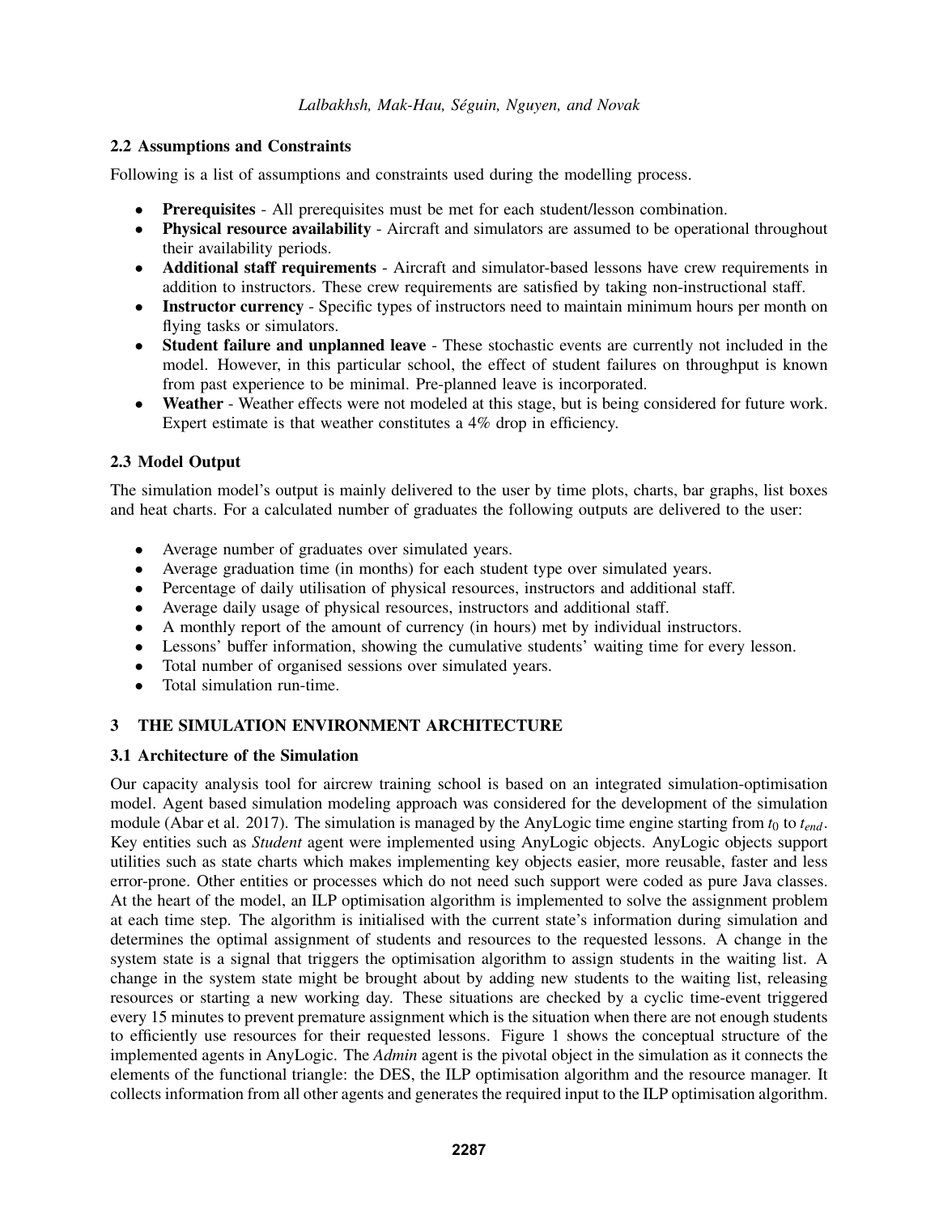### 2.2 Assumptions and Constraints

Following is a list of assumptions and constraints used during the modelling process.

- **Prerequisites** - All prerequisites must be met for each student/lesson combination.
- **Physical resource availability** - Aircraft and simulators are assumed to be operational throughout their availability periods.
- **Additional staff requirements** - Aircraft and simulator-based lessons have crew requirements in addition to instructors. These crew requirements are satisfied by taking non-instructional staff.
- **Instructor currency** - Specific types of instructors need to maintain minimum hours per month on flying tasks or simulators.
- **Student failure and unplanned leave** - These stochastic events are currently not included in the model. However, in this particular school, the effect of student failures on throughput is known from past experience to be minimal. Pre-planned leave is incorporated.
- **Weather** - Weather effects were not modeled at this stage, but is being considered for future work. Expert estimate is that weather constitutes a 4% drop in efficiency.

### 2.3 Model Output

The simulation model's output is mainly delivered to the user by time plots, charts, bar graphs, list boxes and heat charts. For a calculated number of graduates the following outputs are delivered to the user:

- Average number of graduates over simulated years.
- Average graduation time (in months) for each student type over simulated years.
- Percentage of daily utilisation of physical resources, instructors and additional staff.
- Average daily usage of physical resources, instructors and additional staff.
- A monthly report of the amount of currency (in hours) met by individual instructors.
- Lessons' buffer information, showing the cumulative students' waiting time for every lesson.
- Total number of organised sessions over simulated years.
- Total simulation run-time.

## 3 THE SIMULATION ENVIRONMENT ARCHITECTURE

### 3.1 Architecture of the Simulation

Our capacity analysis tool for aircrew training school is based on an integrated simulation-optimisation model. Agent based simulation modeling approach was considered for the development of the simulation module (Abar et al. 2017). The simulation is managed by the AnyLogic time engine starting from $t_0$ to $t_{end}$. Key entities such as *Student* agent were implemented using AnyLogic objects. AnyLogic objects support utilities such as state charts which makes implementing key objects easier, more reusable, faster and less error-prone. Other entities or processes which do not need such support were coded as pure Java classes. At the heart of the model, an ILP optimisation algorithm is implemented to solve the assignment problem at each time step. The algorithm is initialised with the current state's information during simulation and determines the optimal assignment of students and resources to the requested lessons. A change in the system state is a signal that triggers the optimisation algorithm to assign students in the waiting list. A change in the system state might be brought about by adding new students to the waiting list, releasing resources or starting a new working day. These situations are checked by a cyclic time-event triggered every 15 minutes to prevent premature assignment which is the situation when there are not enough students to efficiently use resources for their requested lessons. Figure 1 shows the conceptual structure of the implemented agents in AnyLogic. The *Admin* agent is the pivotal object in the simulation as it connects the elements of the functional triangle: the DES, the ILP optimisation algorithm and the resource manager. It collects information from all other agents and generates the required input to the ILP optimisation algorithm.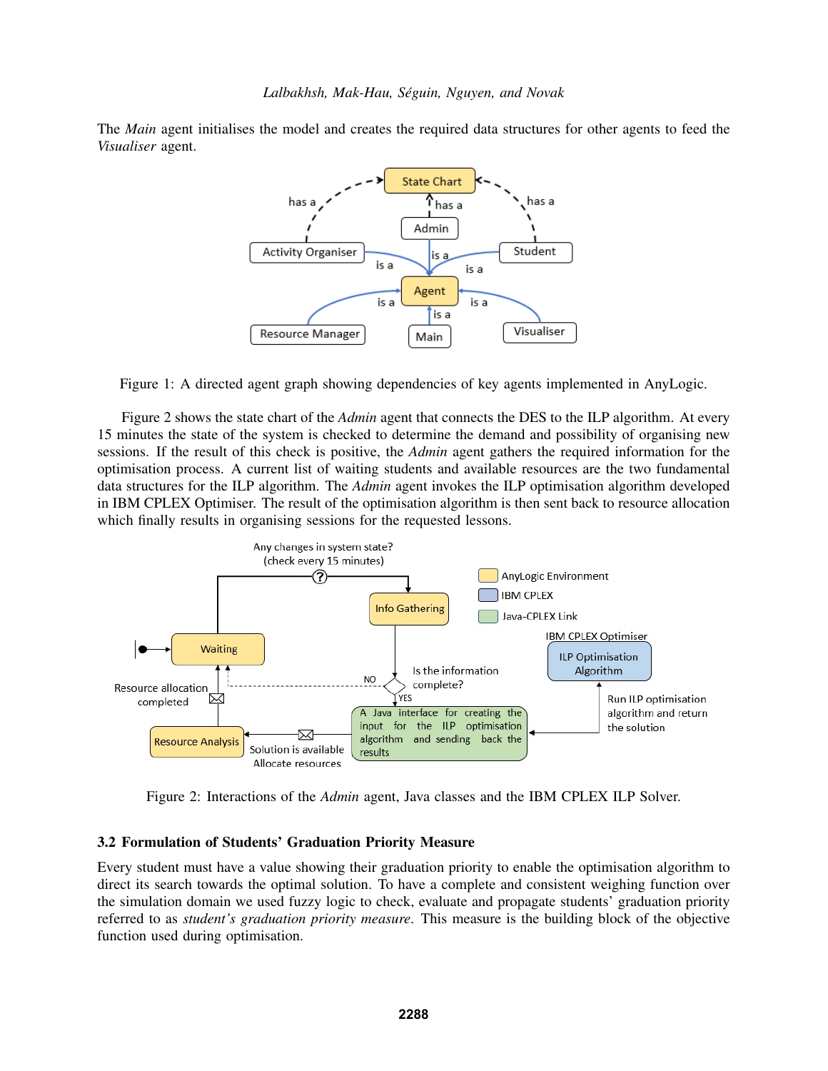The *Main* agent initialises the model and creates the required data structures for other agents to feed the *Visualiser* agent.

Figure 1: A directed agent graph showing dependencies of key agents implemented in AnyLogic.

Figure 2 shows the state chart of the *Admin* agent that connects the DES to the ILP algorithm. At every 15 minutes the state of the system is checked to determine the demand and possibility of organising new sessions. If the result of this check is positive, the *Admin* agent gathers the required information for the optimisation process. A current list of waiting students and available resources are the two fundamental data structures for the ILP algorithm. The *Admin* agent invokes the ILP optimisation algorithm developed in IBM CPLEX Optimiser. The result of the optimisation algorithm is then sent back to resource allocation which finally results in organising sessions for the requested lessons.

Figure 2: Interactions of the *Admin* agent, Java classes and the IBM CPLEX ILP Solver.

### 3.2 Formulation of Students' Graduation Priority Measure

Every student must have a value showing their graduation priority to enable the optimisation algorithm to direct its search towards the optimal solution. To have a complete and consistent weighing function over the simulation domain we used fuzzy logic to check, evaluate and propagate students' graduation priority referred to as *student's graduation priority measure*. This measure is the building block of the objective function used during optimisation.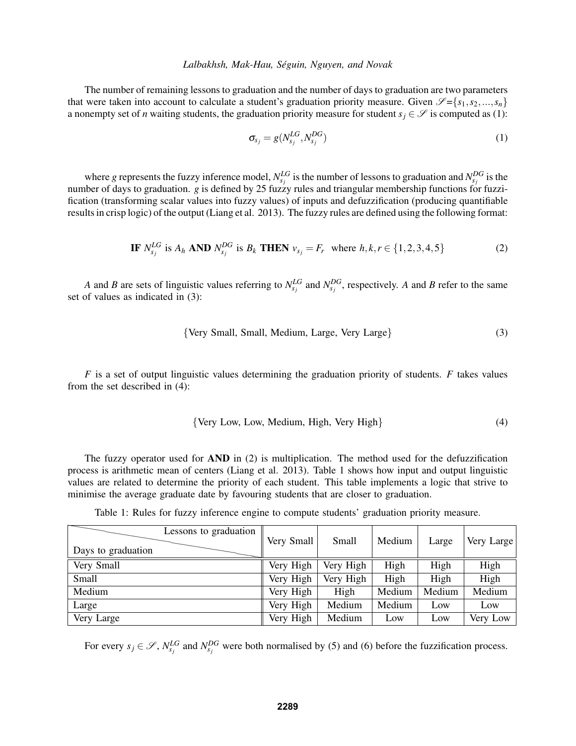The number of remaining lessons to graduation and the number of days to graduation are two parameters that were taken into account to calculate a student's graduation priority measure. Given $\mathscr{S}=\{s_1, s_2, ..., s_n\}$ a nonempty set of $n$ waiting students, the graduation priority measure for student $s_j \in \mathscr{S}$ is computed as (1):

$$\sigma_{s_j} = g(N_{s_j}^{LG}, N_{s_j}^{DG}) \tag{1}$$

where $g$ represents the fuzzy inference model, $N_{s_j}^{LG}$ is the number of lessons to graduation and $N_{s_j}^{DG}$ is the number of days to graduation. $g$ is defined by 25 fuzzy rules and triangular membership functions for fuzzification (transforming scalar values into fuzzy values) of inputs and defuzzification (producing quantifiable results in crisp logic) of the output (Liang et al. 2013). The fuzzy rules are defined using the following format:

$$\textbf{IF } N_{s_j}^{LG} \text{ is } A_h \textbf{ AND } N_{s_j}^{DG} \text{ is } B_k \textbf{ THEN } v_{s_j} = F_r \quad \text{where } h,k,r \in \{1,2,3,4,5\} \tag{2}$$

$A$ and $B$ are sets of linguistic values referring to $N_{s_j}^{LG}$ and $N_{s_j}^{DG}$, respectively. $A$ and $B$ refer to the same set of values as indicated in (3):

$$\{\text{Very Small, Small, Medium, Large, Very Large}\} \tag{3}$$

$F$ is a set of output linguistic values determining the graduation priority of students. $F$ takes values from the set described in (4):

$$\{\text{Very Low, Low, Medium, High, Very High}\} \tag{4}$$

The fuzzy operator used for **AND** in (2) is multiplication. The method used for the defuzzification process is arithmetic mean of centers (Liang et al. 2013). Table 1 shows how input and output linguistic values are related to determine the priority of each student. This table implements a logic that strive to minimise the average graduate date by favouring students that are closer to graduation.

Table 1: Rules for fuzzy inference engine to compute students' graduation priority measure.

| Days to graduation \ Lessons to graduation | Very Small | Small | Medium | Large | Very Large |
|---|---|---|---|---|---|
| Very Small | Very High | Very High | High | High | High |
| Small | Very High | Very High | High | High | High |
| Medium | Very High | High | Medium | Medium | Medium |
| Large | Very High | Medium | Medium | Low | Low |
| Very Large | Very High | Medium | Low | Low | Very Low |

For every $s_j \in \mathscr{S}$, $N_{s_j}^{LG}$ and $N_{s_j}^{DG}$ were both normalised by (5) and (6) before the fuzzification process.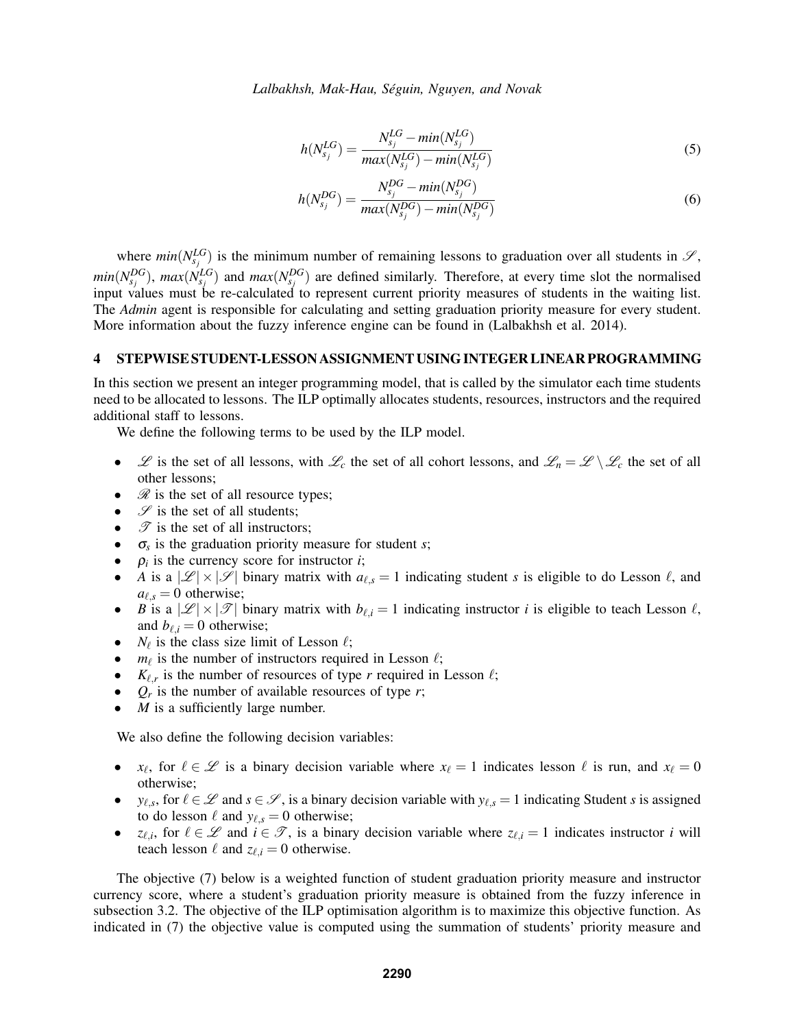$$h(N_{s_j}^{LG}) = \frac{N_{s_j}^{LG} - min(N_{s_j}^{LG})}{max(N_{s_j}^{LG}) - min(N_{s_j}^{LG})} \tag{5}$$

$$h(N_{s_j}^{DG}) = \frac{N_{s_j}^{DG} - min(N_{s_j}^{DG})}{max(N_{s_j}^{DG}) - min(N_{s_j}^{DG})} \tag{6}$$

where $min(N_{s_j}^{LG})$ is the minimum number of remaining lessons to graduation over all students in $\mathscr{S}$, $min(N_{s_j}^{DG})$, $max(N_{s_j}^{LG})$ and $max(N_{s_j}^{DG})$ are defined similarly. Therefore, at every time slot the normalised input values must be re-calculated to represent current priority measures of students in the waiting list. The *Admin* agent is responsible for calculating and setting graduation priority measure for every student. More information about the fuzzy inference engine can be found in (Lalbakhsh et al. 2014).

## 4 STEPWISE STUDENT-LESSON ASSIGNMENT USING INTEGER LINEAR PROGRAMMING

In this section we present an integer programming model, that is called by the simulator each time students need to be allocated to lessons. The ILP optimally allocates students, resources, instructors and the required additional staff to lessons.

We define the following terms to be used by the ILP model.

- $\mathscr{L}$ is the set of all lessons, with $\mathscr{L}_c$ the set of all cohort lessons, and $\mathscr{L}_n = \mathscr{L} \setminus \mathscr{L}_c$ the set of all other lessons;
- $\mathscr{R}$ is the set of all resource types;
- $\mathscr{S}$ is the set of all students;
- $\mathscr{T}$ is the set of all instructors;
- $\sigma_s$ is the graduation priority measure for student *s*;
- $\rho_i$ is the currency score for instructor *i*;
- $A$ is a $|\mathscr{L}| \times |\mathscr{S}|$ binary matrix with $a_{\ell,s} = 1$ indicating student *s* is eligible to do Lesson $\ell$, and $a_{\ell,s} = 0$ otherwise;
- $B$ is a $|\mathscr{L}| \times |\mathscr{T}|$ binary matrix with $b_{\ell,i} = 1$ indicating instructor *i* is eligible to teach Lesson $\ell$, and $b_{\ell,i} = 0$ otherwise;
- $N_\ell$ is the class size limit of Lesson $\ell$;
- $m_\ell$ is the number of instructors required in Lesson $\ell$;
- $K_{\ell,r}$ is the number of resources of type *r* required in Lesson $\ell$;
- $Q_r$ is the number of available resources of type *r*;
- $M$ is a sufficiently large number.

We also define the following decision variables:

- $x_\ell$, for $\ell \in \mathscr{L}$ is a binary decision variable where $x_\ell = 1$ indicates lesson $\ell$ is run, and $x_\ell = 0$ otherwise;
- $y_{\ell,s}$, for $\ell \in \mathscr{L}$ and $s \in \mathscr{S}$, is a binary decision variable with $y_{\ell,s} = 1$ indicating Student *s* is assigned to do lesson $\ell$ and $y_{\ell,s} = 0$ otherwise;
- $z_{\ell,i}$, for $\ell \in \mathscr{L}$ and $i \in \mathscr{T}$, is a binary decision variable where $z_{\ell,i} = 1$ indicates instructor *i* will teach lesson $\ell$ and $z_{\ell,i} = 0$ otherwise.

The objective (7) below is a weighted function of student graduation priority measure and instructor currency score, where a student's graduation priority measure is obtained from the fuzzy inference in subsection 3.2. The objective of the ILP optimisation algorithm is to maximize this objective function. As indicated in (7) the objective value is computed using the summation of students' priority measure and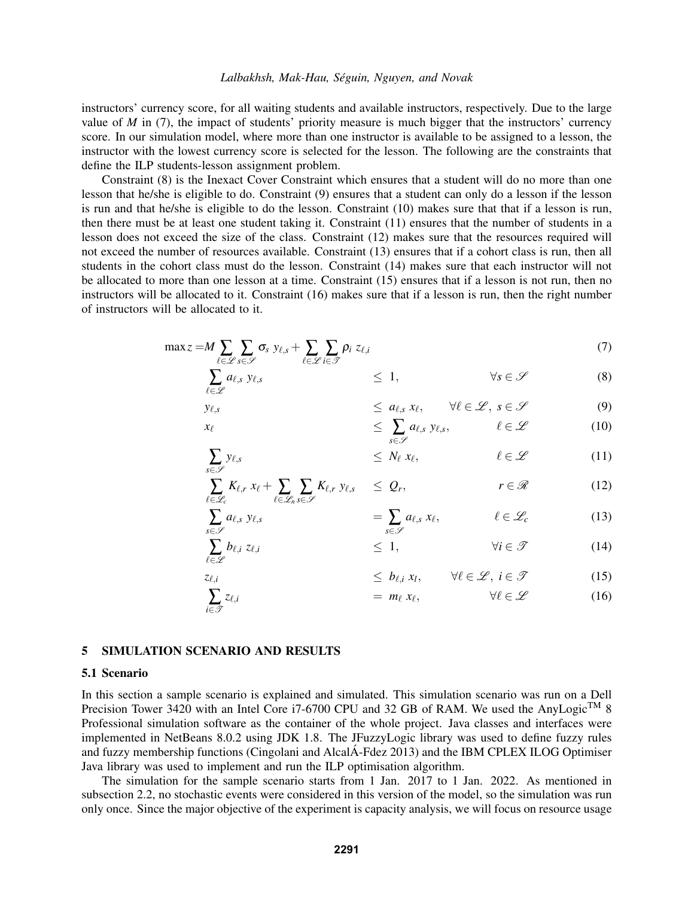instructors' currency score, for all waiting students and available instructors, respectively. Due to the large value of $M$ in (7), the impact of students' priority measure is much bigger that the instructors' currency score. In our simulation model, where more than one instructor is available to be assigned to a lesson, the instructor with the lowest currency score is selected for the lesson. The following are the constraints that define the ILP students-lesson assignment problem.

Constraint (8) is the Inexact Cover Constraint which ensures that a student will do no more than one lesson that he/she is eligible to do. Constraint (9) ensures that a student can only do a lesson if the lesson is run and that he/she is eligible to do the lesson. Constraint (10) makes sure that that if a lesson is run, then there must be at least one student taking it. Constraint (11) ensures that the number of students in a lesson does not exceed the size of the class. Constraint (12) makes sure that the resources required will not exceed the number of resources available. Constraint (13) ensures that if a cohort class is run, then all students in the cohort class must do the lesson. Constraint (14) makes sure that each instructor will not be allocated to more than one lesson at a time. Constraint (15) ensures that if a lesson is not run, then no instructors will be allocated to it. Constraint (16) makes sure that if a lesson is run, then the right number of instructors will be allocated to it.

$$\max z = M \sum_{\ell \in \mathscr{L}} \sum_{s \in \mathscr{S}} \sigma_s \; y_{\ell,s} + \sum_{\ell \in \mathscr{L}} \sum_{i \in \mathscr{T}} \rho_i \; z_{\ell,i} \tag{7}$$

$$\sum_{\ell \in \mathscr{L}} a_{\ell,s} \; y_{\ell,s} \leq 1, \qquad \forall s \in \mathscr{S} \tag{8}$$

$$y_{\ell,s} \leq a_{\ell,s} \; x_\ell, \qquad \forall \ell \in \mathscr{L}, \; s \in \mathscr{S} \tag{9}$$

$$x_\ell \leq \sum_{s \in \mathscr{S}} a_{\ell,s} \; y_{\ell,s}, \qquad \ell \in \mathscr{L} \tag{10}$$

$$\sum_{s \in \mathscr{S}} y_{\ell,s} \leq N_\ell \; x_\ell, \qquad \ell \in \mathscr{L} \tag{11}$$

$$\sum_{\ell \in \mathscr{L}_c} K_{\ell,r} \; x_\ell + \sum_{\ell \in \mathscr{L}_n} \sum_{s \in \mathscr{S}} K_{\ell,r} \; y_{\ell,s} \leq Q_r, \qquad r \in \mathscr{R} \tag{12}$$

$$\sum_{s \in \mathscr{S}} a_{\ell,s} \; y_{\ell,s} = \sum_{s \in \mathscr{S}} a_{\ell,s} \; x_\ell, \qquad \ell \in \mathscr{L}_c \tag{13}$$

$$\sum_{\ell \in \mathscr{L}} b_{\ell,i} \; z_{\ell,i} \leq 1, \qquad \forall i \in \mathscr{T} \tag{14}$$

$$z_{\ell,i} \leq b_{\ell,i} \; x_l, \qquad \forall \ell \in \mathscr{L}, \; i \in \mathscr{T} \tag{15}$$

$$\sum_{i \in \mathscr{T}} z_{\ell,i} = m_\ell \; x_\ell, \qquad \forall \ell \in \mathscr{L} \tag{16}$$

## 5 SIMULATION SCENARIO AND RESULTS

### 5.1 Scenario

In this section a sample scenario is explained and simulated. This simulation scenario was run on a Dell Precision Tower 3420 with an Intel Core i7-6700 CPU and 32 GB of RAM. We used the AnyLogic™ 8 Professional simulation software as the container of the whole project. Java classes and interfaces were implemented in NetBeans 8.0.2 using JDK 1.8. The JFuzzyLogic library was used to define fuzzy rules and fuzzy membership functions (Cingolani and AlcalÁ-Fdez 2013) and the IBM CPLEX ILOG Optimiser Java library was used to implement and run the ILP optimisation algorithm.

The simulation for the sample scenario starts from 1 Jan. 2017 to 1 Jan. 2022. As mentioned in subsection 2.2, no stochastic events were considered in this version of the model, so the simulation was run only once. Since the major objective of the experiment is capacity analysis, we will focus on resource usage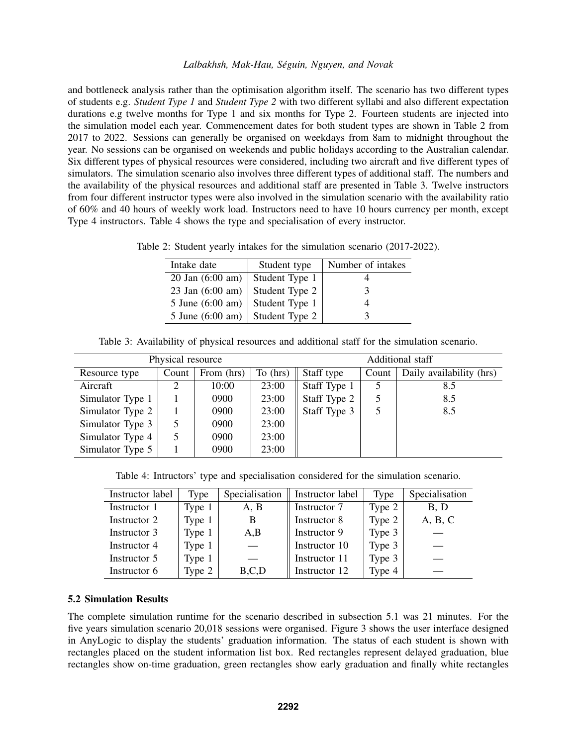and bottleneck analysis rather than the optimisation algorithm itself. The scenario has two different types of students e.g. *Student Type 1* and *Student Type 2* with two different syllabi and also different expectation durations e.g twelve months for Type 1 and six months for Type 2. Fourteen students are injected into the simulation model each year. Commencement dates for both student types are shown in Table 2 from 2017 to 2022. Sessions can generally be organised on weekdays from 8am to midnight throughout the year. No sessions can be organised on weekends and public holidays according to the Australian calendar. Six different types of physical resources were considered, including two aircraft and five different types of simulators. The simulation scenario also involves three different types of additional staff. The numbers and the availability of the physical resources and additional staff are presented in Table 3. Twelve instructors from four different instructor types were also involved in the simulation scenario with the availability ratio of 60% and 40 hours of weekly work load. Instructors need to have 10 hours currency per month, except Type 4 instructors. Table 4 shows the type and specialisation of every instructor.

Table 2: Student yearly intakes for the simulation scenario (2017-2022).

| Intake date | Student type | Number of intakes |
|---|---|---|
| 20 Jan (6:00 am) | Student Type 1 | 4 |
| 23 Jan (6:00 am) | Student Type 2 | 3 |
| 5 June (6:00 am) | Student Type 1 | 4 |
| 5 June (6:00 am) | Student Type 2 | 3 |

Table 3: Availability of physical resources and additional staff for the simulation scenario.

| Physical resource | | | | Additional staff | | |
|---|---|---|---|---|---|---|
| Resource type | Count | From (hrs) | To (hrs) | Staff type | Count | Daily availability (hrs) |
| Aircraft | 2 | 10:00 | 23:00 | Staff Type 1 | 5 | 8.5 |
| Simulator Type 1 | 1 | 0900 | 23:00 | Staff Type 2 | 5 | 8.5 |
| Simulator Type 2 | 1 | 0900 | 23:00 | Staff Type 3 | 5 | 8.5 |
| Simulator Type 3 | 5 | 0900 | 23:00 | | | |
| Simulator Type 4 | 5 | 0900 | 23:00 | | | |
| Simulator Type 5 | 1 | 0900 | 23:00 | | | |

Table 4: Intructors' type and specialisation considered for the simulation scenario.

| Instructor label | Type | Specialisation | Instructor label | Type | Specialisation |
|---|---|---|---|---|---|
| Instructor 1 | Type 1 | A, B | Instructor 7 | Type 2 | B, D |
| Instructor 2 | Type 1 | B | Instructor 8 | Type 2 | A, B, C |
| Instructor 3 | Type 1 | A,B | Instructor 9 | Type 3 | — |
| Instructor 4 | Type 1 | — | Instructor 10 | Type 3 | — |
| Instructor 5 | Type 1 | — | Instructor 11 | Type 3 | — |
| Instructor 6 | Type 2 | B,C,D | Instructor 12 | Type 4 | — |

### 5.2 Simulation Results

The complete simulation runtime for the scenario described in subsection 5.1 was 21 minutes. For the five years simulation scenario 20,018 sessions were organised. Figure 3 shows the user interface designed in AnyLogic to display the students' graduation information. The status of each student is shown with rectangles placed on the student information list box. Red rectangles represent delayed graduation, blue rectangles show on-time graduation, green rectangles show early graduation and finally white rectangles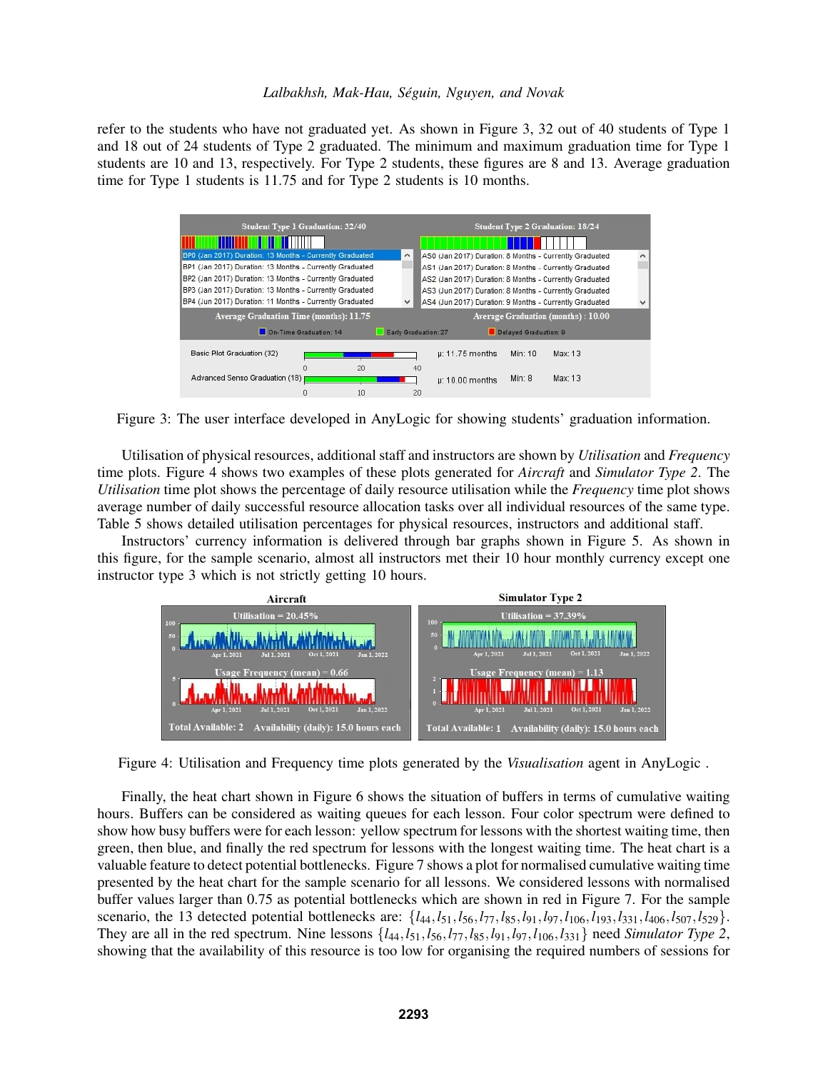refer to the students who have not graduated yet. As shown in Figure 3, 32 out of 40 students of Type 1 and 18 out of 24 students of Type 2 graduated. The minimum and maximum graduation time for Type 1 students are 10 and 13, respectively. For Type 2 students, these figures are 8 and 13. Average graduation time for Type 1 students is 11.75 and for Type 2 students is 10 months.

Figure 3: The user interface developed in AnyLogic for showing students' graduation information.

Utilisation of physical resources, additional staff and instructors are shown by *Utilisation* and *Frequency* time plots. Figure 4 shows two examples of these plots generated for *Aircraft* and *Simulator Type 2*. The *Utilisation* time plot shows the percentage of daily resource utilisation while the *Frequency* time plot shows average number of daily successful resource allocation tasks over all individual resources of the same type. Table 5 shows detailed utilisation percentages for physical resources, instructors and additional staff.

Instructors' currency information is delivered through bar graphs shown in Figure 5. As shown in this figure, for the sample scenario, almost all instructors met their 10 hour monthly currency except one instructor type 3 which is not strictly getting 10 hours.

Figure 4: Utilisation and Frequency time plots generated by the *Visualisation* agent in AnyLogic .

Finally, the heat chart shown in Figure 6 shows the situation of buffers in terms of cumulative waiting hours. Buffers can be considered as waiting queues for each lesson. Four color spectrum were defined to show how busy buffers were for each lesson: yellow spectrum for lessons with the shortest waiting time, then green, then blue, and finally the red spectrum for lessons with the longest waiting time. The heat chart is a valuable feature to detect potential bottlenecks. Figure 7 shows a plot for normalised cumulative waiting time presented by the heat chart for the sample scenario for all lessons. We considered lessons with normalised buffer values larger than 0.75 as potential bottlenecks which are shown in red in Figure 7. For the sample scenario, the 13 detected potential bottlenecks are: $\{l_{44}, l_{51}, l_{56}, l_{77}, l_{85}, l_{91}, l_{97}, l_{106}, l_{193}, l_{331}, l_{406}, l_{507}, l_{529}\}$. They are all in the red spectrum. Nine lessons $\{l_{44}, l_{51}, l_{56}, l_{77}, l_{85}, l_{91}, l_{97}, l_{106}, l_{331}\}$ need *Simulator Type 2*, showing that the availability of this resource is too low for organising the required numbers of sessions for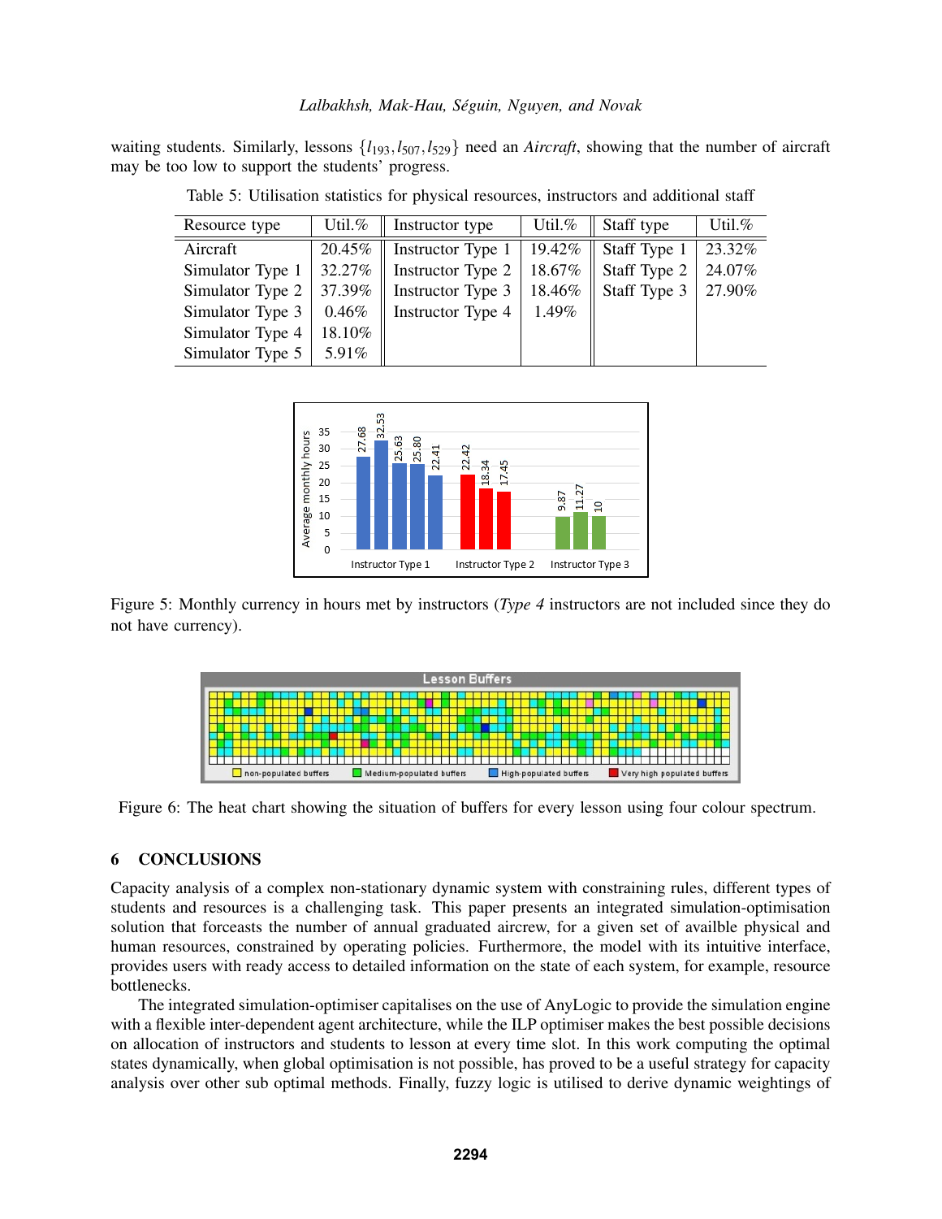waiting students. Similarly, lessons $\{l_{193}, l_{507}, l_{529}\}$ need an *Aircraft*, showing that the number of aircraft may be too low to support the students' progress.

Table 5: Utilisation statistics for physical resources, instructors and additional staff

| Resource type | Util.% | Instructor type | Util.% | Staff type | Util.% |
|---|---|---|---|---|---|
| Aircraft | 20.45% | Instructor Type 1 | 19.42% | Staff Type 1 | 23.32% |
| Simulator Type 1 | 32.27% | Instructor Type 2 | 18.67% | Staff Type 2 | 24.07% |
| Simulator Type 2 | 37.39% | Instructor Type 3 | 18.46% | Staff Type 3 | 27.90% |
| Simulator Type 3 | 0.46% | Instructor Type 4 | 1.49% | | |
| Simulator Type 4 | 18.10% | | | | |
| Simulator Type 5 | 5.91% | | | | |

Figure 5: Monthly currency in hours met by instructors (*Type 4* instructors are not included since they do not have currency).

Figure 6: The heat chart showing the situation of buffers for every lesson using four colour spectrum.

## 6 CONCLUSIONS

Capacity analysis of a complex non-stationary dynamic system with constraining rules, different types of students and resources is a challenging task. This paper presents an integrated simulation-optimisation solution that forceasts the number of annual graduated aircrew, for a given set of availble physical and human resources, constrained by operating policies. Furthermore, the model with its intuitive interface, provides users with ready access to detailed information on the state of each system, for example, resource bottlenecks.

The integrated simulation-optimiser capitalises on the use of AnyLogic to provide the simulation engine with a flexible inter-dependent agent architecture, while the ILP optimiser makes the best possible decisions on allocation of instructors and students to lesson at every time slot. In this work computing the optimal states dynamically, when global optimisation is not possible, has proved to be a useful strategy for capacity analysis over other sub optimal methods. Finally, fuzzy logic is utilised to derive dynamic weightings of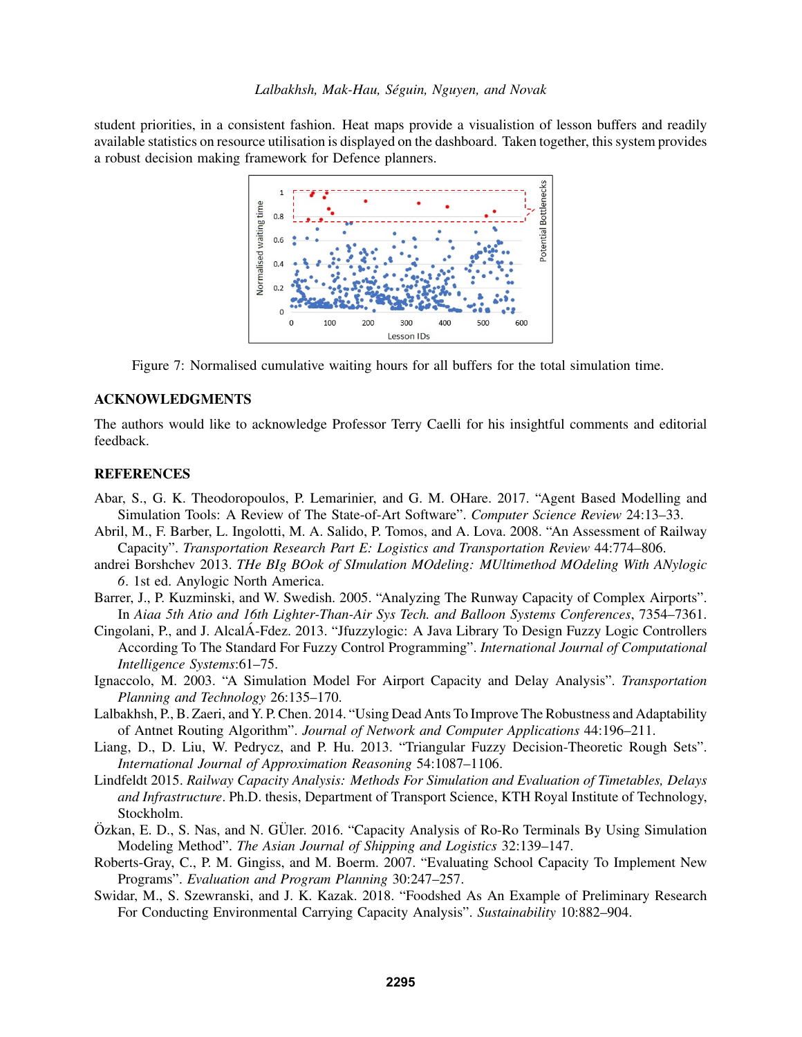student priorities, in a consistent fashion. Heat maps provide a visualistion of lesson buffers and readily available statistics on resource utilisation is displayed on the dashboard. Taken together, this system provides a robust decision making framework for Defence planners.

Figure 7: Normalised cumulative waiting hours for all buffers for the total simulation time.

## ACKNOWLEDGMENTS

The authors would like to acknowledge Professor Terry Caelli for his insightful comments and editorial feedback.

## REFERENCES

Abar, S., G. K. Theodoropoulos, P. Lemarinier, and G. M. OHare. 2017. "Agent Based Modelling and Simulation Tools: A Review of The State-of-Art Software". *Computer Science Review* 24:13–33.

Abril, M., F. Barber, L. Ingolotti, M. A. Salido, P. Tomos, and A. Lova. 2008. "An Assessment of Railway Capacity". *Transportation Research Part E: Logistics and Transportation Review* 44:774–806.

andrei Borshchev 2013. *THe BIg BOok of SImulation MOdeling: MUltimethod MOdeling With ANylogic 6*. 1st ed. Anylogic North America.

Barrer, J., P. Kuzminski, and W. Swedish. 2005. "Analyzing The Runway Capacity of Complex Airports". In *Aiaa 5th Atio and 16th Lighter-Than-Air Sys Tech. and Balloon Systems Conferences*, 7354–7361.

Cingolani, P., and J. AlcalÁ-Fdez. 2013. "Jfuzzylogic: A Java Library To Design Fuzzy Logic Controllers According To The Standard For Fuzzy Control Programming". *International Journal of Computational Intelligence Systems*:61–75.

Ignaccolo, M. 2003. "A Simulation Model For Airport Capacity and Delay Analysis". *Transportation Planning and Technology* 26:135–170.

Lalbakhsh, P., B. Zaeri, and Y. P. Chen. 2014. "Using Dead Ants To Improve The Robustness and Adaptability of Antnet Routing Algorithm". *Journal of Network and Computer Applications* 44:196–211.

Liang, D., D. Liu, W. Pedrycz, and P. Hu. 2013. "Triangular Fuzzy Decision-Theoretic Rough Sets". *International Journal of Approximation Reasoning* 54:1087–1106.

Lindfeldt 2015. *Railway Capacity Analysis: Methods For Simulation and Evaluation of Timetables, Delays and Infrastructure*. Ph.D. thesis, Department of Transport Science, KTH Royal Institute of Technology, Stockholm.

Özkan, E. D., S. Nas, and N. GÜler. 2016. "Capacity Analysis of Ro-Ro Terminals By Using Simulation Modeling Method". *The Asian Journal of Shipping and Logistics* 32:139–147.

Roberts-Gray, C., P. M. Gingiss, and M. Boerm. 2007. "Evaluating School Capacity To Implement New Programs". *Evaluation and Program Planning* 30:247–257.

Swidar, M., S. Szewranski, and J. K. Kazak. 2018. "Foodshed As An Example of Preliminary Research For Conducting Environmental Carrying Capacity Analysis". *Sustainability* 10:882–904.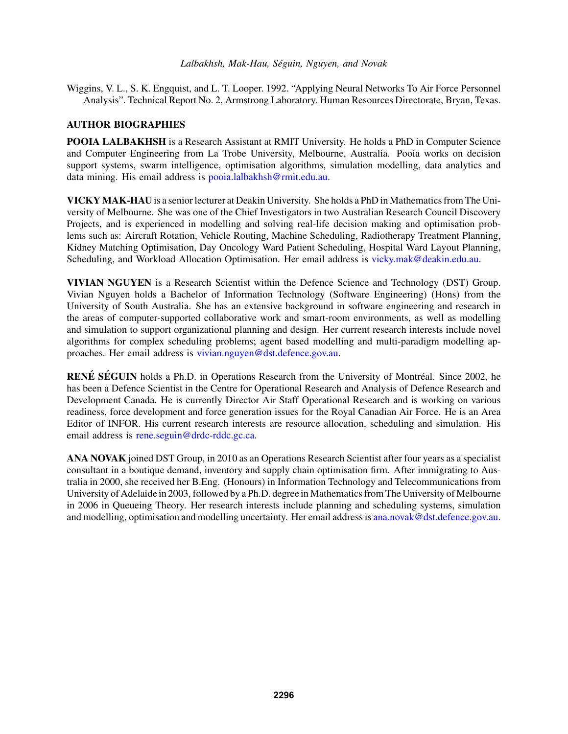Wiggins, V. L., S. K. Engquist, and L. T. Looper. 1992. "Applying Neural Networks To Air Force Personnel Analysis". Technical Report No. 2, Armstrong Laboratory, Human Resources Directorate, Bryan, Texas.

## AUTHOR BIOGRAPHIES

**POOIA LALBAKHSH** is a Research Assistant at RMIT University. He holds a PhD in Computer Science and Computer Engineering from La Trobe University, Melbourne, Australia. Pooia works on decision support systems, swarm intelligence, optimisation algorithms, simulation modelling, data analytics and data mining. His email address is pooia.lalbakhsh@rmit.edu.au.

**VICKY MAK-HAU** is a senior lecturer at Deakin University. She holds a PhD in Mathematics from The University of Melbourne. She was one of the Chief Investigators in two Australian Research Council Discovery Projects, and is experienced in modelling and solving real-life decision making and optimisation problems such as: Aircraft Rotation, Vehicle Routing, Machine Scheduling, Radiotherapy Treatment Planning, Kidney Matching Optimisation, Day Oncology Ward Patient Scheduling, Hospital Ward Layout Planning, Scheduling, and Workload Allocation Optimisation. Her email address is vicky.mak@deakin.edu.au.

**VIVIAN NGUYEN** is a Research Scientist within the Defence Science and Technology (DST) Group. Vivian Nguyen holds a Bachelor of Information Technology (Software Engineering) (Hons) from the University of South Australia. She has an extensive background in software engineering and research in the areas of computer-supported collaborative work and smart-room environments, as well as modelling and simulation to support organizational planning and design. Her current research interests include novel algorithms for complex scheduling problems; agent based modelling and multi-paradigm modelling approaches. Her email address is vivian.nguyen@dst.defence.gov.au.

**RENÉ SÉGUIN** holds a Ph.D. in Operations Research from the University of Montréal. Since 2002, he has been a Defence Scientist in the Centre for Operational Research and Analysis of Defence Research and Development Canada. He is currently Director Air Staff Operational Research and is working on various readiness, force development and force generation issues for the Royal Canadian Air Force. He is an Area Editor of INFOR. His current research interests are resource allocation, scheduling and simulation. His email address is rene.seguin@drdc-rddc.gc.ca.

**ANA NOVAK** joined DST Group, in 2010 as an Operations Research Scientist after four years as a specialist consultant in a boutique demand, inventory and supply chain optimisation firm. After immigrating to Australia in 2000, she received her B.Eng. (Honours) in Information Technology and Telecommunications from University of Adelaide in 2003, followed by a Ph.D. degree in Mathematics from The University of Melbourne in 2006 in Queueing Theory. Her research interests include planning and scheduling systems, simulation and modelling, optimisation and modelling uncertainty. Her email address is ana.novak@dst.defence.gov.au.